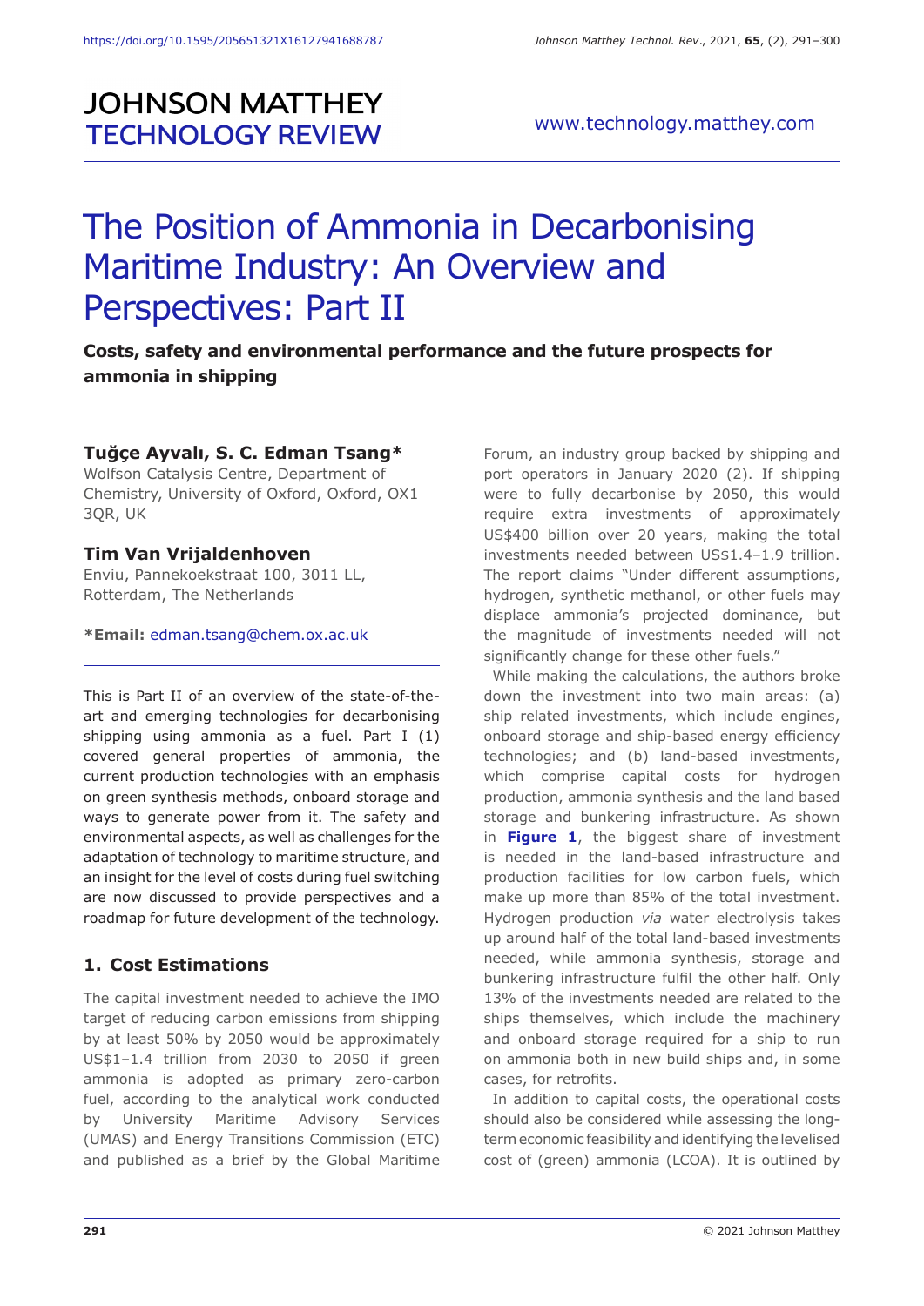# JOHNSON MATTHEY TECHNOLOGY REVIEW

www.technology.matthey.com

# The Position of Ammonia in Decarbonising Maritime Industry: An Overview and Perspectives: Part II

**Costs, safety and environmental performance and the future prospects for ammonia in shipping**

**Tuğçe Ayvalı, S. C. Edman Tsang***
Wolfson Catalysis Centre, Department of Chemistry, University of Oxford, Oxford, OX1 3QR, UK

**Tim Van Vrijaldenhoven**
Enviu, Pannekoekstraat 100, 3011 LL, Rotterdam, The Netherlands

***Email:** edman.tsang@chem.ox.ac.uk

This is Part II of an overview of the state-of-the-art and emerging technologies for decarbonising shipping using ammonia as a fuel. Part I (1) covered general properties of ammonia, the current production technologies with an emphasis on green synthesis methods, onboard storage and ways to generate power from it. The safety and environmental aspects, as well as challenges for the adaptation of technology to maritime structure, and an insight for the level of costs during fuel switching are now discussed to provide perspectives and a roadmap for future development of the technology.

## 1. Cost Estimations

The capital investment needed to achieve the IMO target of reducing carbon emissions from shipping by at least 50% by 2050 would be approximately US$1–1.4 trillion from 2030 to 2050 if green ammonia is adopted as primary zero-carbon fuel, according to the analytical work conducted by University Maritime Advisory Services (UMAS) and Energy Transitions Commission (ETC) and published as a brief by the Global Maritime Forum, an industry group backed by shipping and port operators in January 2020 (2). If shipping were to fully decarbonise by 2050, this would require extra investments of approximately US$400 billion over 20 years, making the total investments needed between US$1.4–1.9 trillion. The report claims "Under different assumptions, hydrogen, synthetic methanol, or other fuels may displace ammonia's projected dominance, but the magnitude of investments needed will not significantly change for these other fuels."

While making the calculations, the authors broke down the investment into two main areas: (a) ship related investments, which include engines, onboard storage and ship-based energy efficiency technologies; and (b) land-based investments, which comprise capital costs for hydrogen production, ammonia synthesis and the land based storage and bunkering infrastructure. As shown in **Figure 1**, the biggest share of investment is needed in the land-based infrastructure and production facilities for low carbon fuels, which make up more than 85% of the total investment. Hydrogen production *via* water electrolysis takes up around half of the total land-based investments needed, while ammonia synthesis, storage and bunkering infrastructure fulfil the other half. Only 13% of the investments needed are related to the ships themselves, which include the machinery and onboard storage required for a ship to run on ammonia both in new build ships and, in some cases, for retrofits.

In addition to capital costs, the operational costs should also be considered while assessing the long-term economic feasibility and identifying the levelised cost of (green) ammonia (LCOA). It is outlined by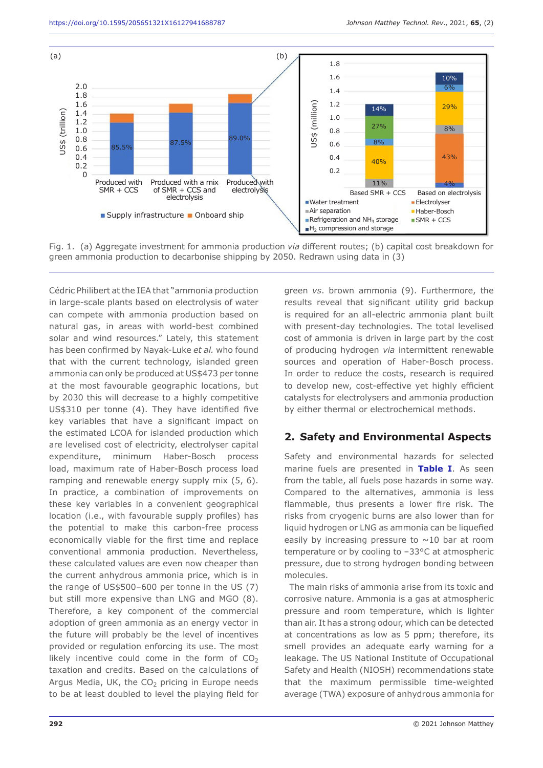Fig. 1. (a) Aggregate investment for ammonia production *via* different routes; (b) capital cost breakdown for green ammonia production to decarbonise shipping by 2050. Redrawn using data in (3)

Cédric Philibert at the IEA that "ammonia production in large-scale plants based on electrolysis of water can compete with ammonia production based on natural gas, in areas with world-best combined solar and wind resources." Lately, this statement has been confirmed by Nayak-Luke *et al.* who found that with the current technology, islanded green ammonia can only be produced at US$473 per tonne at the most favourable geographic locations, but by 2030 this will decrease to a highly competitive US$310 per tonne (4). They have identified five key variables that have a significant impact on the estimated LCOA for islanded production which are levelised cost of electricity, electrolyser capital expenditure, minimum Haber-Bosch process load, maximum rate of Haber-Bosch process load ramping and renewable energy supply mix (5, 6). In practice, a combination of improvements on these key variables in a convenient geographical location (i.e., with favourable supply profiles) has the potential to make this carbon-free process economically viable for the first time and replace conventional ammonia production. Nevertheless, these calculated values are even now cheaper than the current anhydrous ammonia price, which is in the range of US$500–600 per tonne in the US (7) but still more expensive than LNG and MGO (8). Therefore, a key component of the commercial adoption of green ammonia as an energy vector in the future will probably be the level of incentives provided or regulation enforcing its use. The most likely incentive could come in the form of $CO_2$ taxation and credits. Based on the calculations of Argus Media, UK, the $CO_2$ pricing in Europe needs to be at least doubled to level the playing field for green *vs.* brown ammonia (9). Furthermore, the results reveal that significant utility grid backup is required for an all-electric ammonia plant built with present-day technologies. The total levelised cost of ammonia is driven in large part by the cost of producing hydrogen *via* intermittent renewable sources and operation of Haber-Bosch process. In order to reduce the costs, research is required to develop new, cost-effective yet highly efficient catalysts for electrolysers and ammonia production by either thermal or electrochemical methods.

## 2. Safety and Environmental Aspects

Safety and environmental hazards for selected marine fuels are presented in **Table I**. As seen from the table, all fuels pose hazards in some way. Compared to the alternatives, ammonia is less flammable, thus presents a lower fire risk. The risks from cryogenic burns are also lower than for liquid hydrogen or LNG as ammonia can be liquefied easily by increasing pressure to ~10 bar at room temperature or by cooling to –33°C at atmospheric pressure, due to strong hydrogen bonding between molecules.

The main risks of ammonia arise from its toxic and corrosive nature. Ammonia is a gas at atmospheric pressure and room temperature, which is lighter than air. It has a strong odour, which can be detected at concentrations as low as 5 ppm; therefore, its smell provides an adequate early warning for a leakage. The US National Institute of Occupational Safety and Health (NIOSH) recommendations state that the maximum permissible time-weighted average (TWA) exposure of anhydrous ammonia for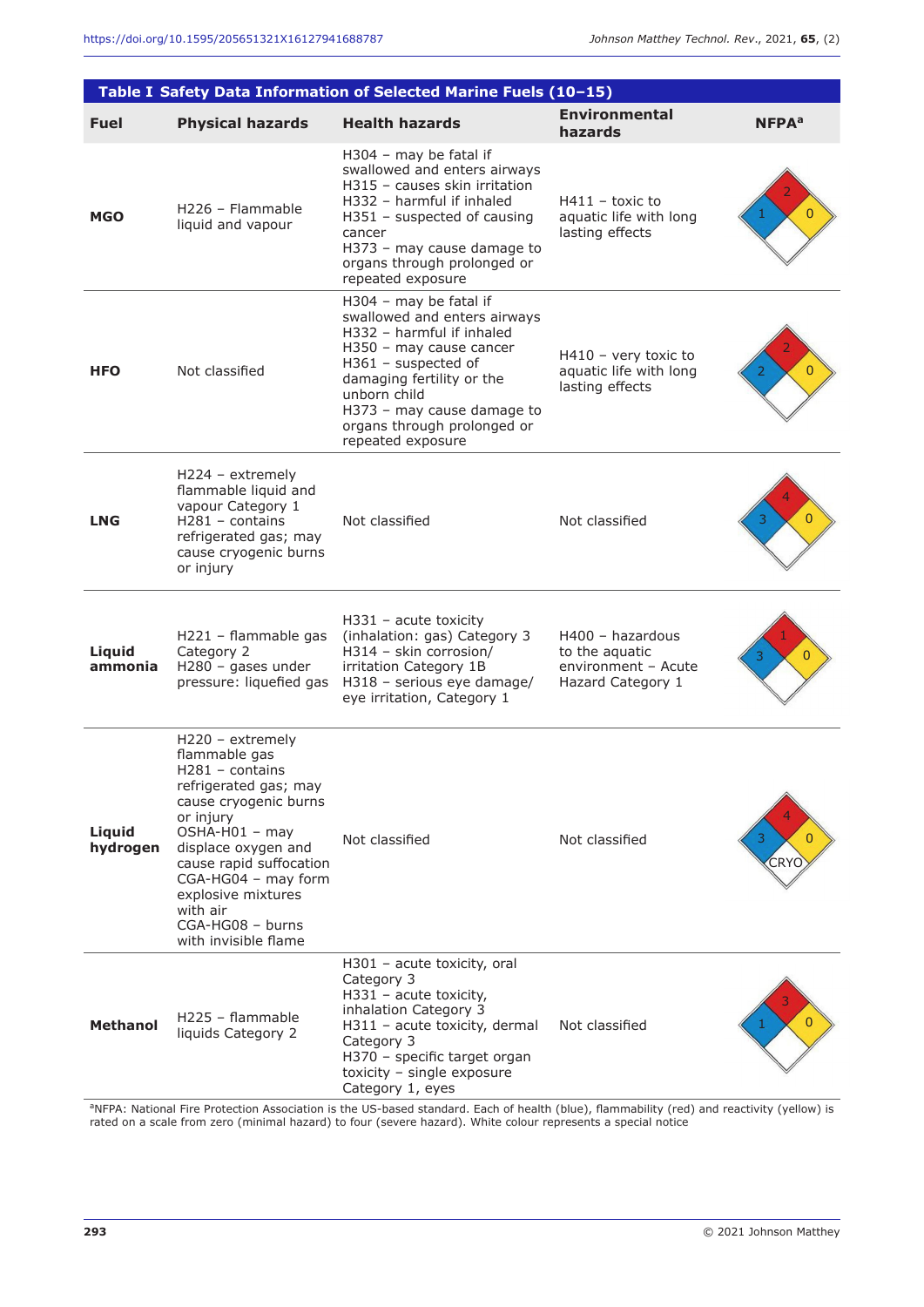**Table I Safety Data Information of Selected Marine Fuels (10–15)**

| Fuel | Physical hazards | Health hazards | Environmental hazards | NFPA[a] |
|---|---|---|---|---|
| **MGO** | H226 – Flammable liquid and vapour | H304 – may be fatal if swallowed and enters airways<br>H315 – causes skin irritation<br>H332 – harmful if inhaled<br>H351 – suspected of causing cancer<br>H373 – may cause damage to organs through prolonged or repeated exposure | H411 – toxic to aquatic life with long lasting effects | Health 1, Flammability 2, Reactivity 0 |
| **HFO** | Not classified | H304 – may be fatal if swallowed and enters airways<br>H332 – harmful if inhaled<br>H350 – may cause cancer<br>H361 – suspected of damaging fertility or the unborn child<br>H373 – may cause damage to organs through prolonged or repeated exposure | H410 – very toxic to aquatic life with long lasting effects | Health 2, Flammability 2, Reactivity 0 |
| **LNG** | H224 – extremely flammable liquid and vapour Category 1<br>H281 – contains refrigerated gas; may cause cryogenic burns or injury | Not classified | Not classified | Health 3, Flammability 4, Reactivity 0 |
| **Liquid ammonia** | H221 – flammable gas Category 2<br>H280 – gases under pressure: liquefied gas | H331 – acute toxicity (inhalation: gas) Category 3<br>H314 – skin corrosion/irritation Category 1B<br>H318 – serious eye damage/eye irritation, Category 1 | H400 – hazardous to the aquatic environment – Acute Hazard Category 1 | Health 3, Flammability 1, Reactivity 0 |
| **Liquid hydrogen** | H220 – extremely flammable gas<br>H281 – contains refrigerated gas; may cause cryogenic burns or injury<br>OSHA-H01 – may displace oxygen and cause rapid suffocation<br>CGA-HG04 – may form explosive mixtures with air<br>CGA-HG08 – burns with invisible flame | Not classified | Not classified | Health 3, Flammability 4, Reactivity 0, Special: CRYO |
| **Methanol** | H225 – flammable liquids Category 2 | H301 – acute toxicity, oral Category 3<br>H331 – acute toxicity, inhalation Category 3<br>H311 – acute toxicity, dermal Category 3<br>H370 – specific target organ toxicity – single exposure Category 1, eyes | Not classified | Health 1, Flammability 3, Reactivity 0 |

[a]NFPA: National Fire Protection Association is the US-based standard. Each of health (blue), flammability (red) and reactivity (yellow) is rated on a scale from zero (minimal hazard) to four (severe hazard). White colour represents a special notice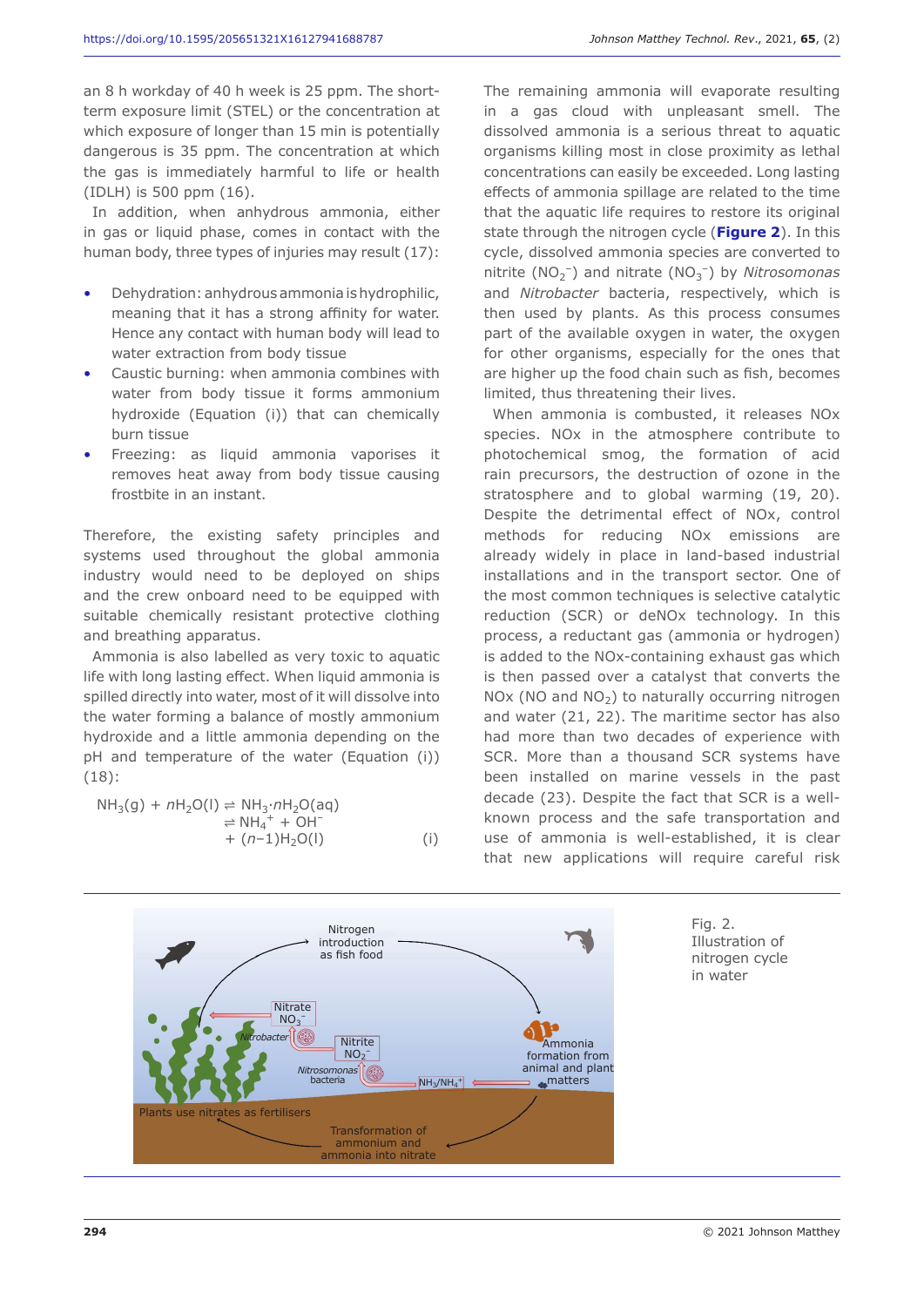an 8 h workday of 40 h week is 25 ppm. The short-term exposure limit (STEL) or the concentration at which exposure of longer than 15 min is potentially dangerous is 35 ppm. The concentration at which the gas is immediately harmful to life or health (IDLH) is 500 ppm (16).

In addition, when anhydrous ammonia, either in gas or liquid phase, comes in contact with the human body, three types of injuries may result (17):

- Dehydration: anhydrous ammonia is hydrophilic, meaning that it has a strong affinity for water. Hence any contact with human body will lead to water extraction from body tissue
- Caustic burning: when ammonia combines with water from body tissue it forms ammonium hydroxide (Equation (i)) that can chemically burn tissue
- Freezing: as liquid ammonia vaporises it removes heat away from body tissue causing frostbite in an instant.

Therefore, the existing safety principles and systems used throughout the global ammonia industry would need to be deployed on ships and the crew onboard need to be equipped with suitable chemically resistant protective clothing and breathing apparatus.

Ammonia is also labelled as very toxic to aquatic life with long lasting effect. When liquid ammonia is spilled directly into water, most of it will dissolve into the water forming a balance of mostly ammonium hydroxide and a little ammonia depending on the pH and temperature of the water (Equation (i)) (18):

$$NH_3(g) + nH_2O(l) \rightleftharpoons NH_3{\cdot}nH_2O(aq) \rightleftharpoons NH_4^+ + OH^- + (n{-}1)H_2O(l) \qquad \text{(i)}$$

The remaining ammonia will evaporate resulting in a gas cloud with unpleasant smell. The dissolved ammonia is a serious threat to aquatic organisms killing most in close proximity as lethal concentrations can easily be exceeded. Long lasting effects of ammonia spillage are related to the time that the aquatic life requires to restore its original state through the nitrogen cycle (**Figure 2**). In this cycle, dissolved ammonia species are converted to nitrite ($NO_2^-$) and nitrate ($NO_3^-$) by *Nitrosomonas* and *Nitrobacter* bacteria, respectively, which is then used by plants. As this process consumes part of the available oxygen in water, the oxygen for other organisms, especially for the ones that are higher up the food chain such as fish, becomes limited, thus threatening their lives.

When ammonia is combusted, it releases NOx species. NOx in the atmosphere contribute to photochemical smog, the formation of acid rain precursors, the destruction of ozone in the stratosphere and to global warming (19, 20). Despite the detrimental effect of NOx, control methods for reducing NOx emissions are already widely in place in land-based industrial installations and in the transport sector. One of the most common techniques is selective catalytic reduction (SCR) or deNOx technology. In this process, a reductant gas (ammonia or hydrogen) is added to the NOx-containing exhaust gas which is then passed over a catalyst that converts the NOx (NO and $NO_2$) to naturally occurring nitrogen and water (21, 22). The maritime sector has also had more than two decades of experience with SCR. More than a thousand SCR systems have been installed on marine vessels in the past decade (23). Despite the fact that SCR is a well-known process and the safe transportation and use of ammonia is well-established, it is clear that new applications will require careful risk

Fig. 2. Illustration of nitrogen cycle in water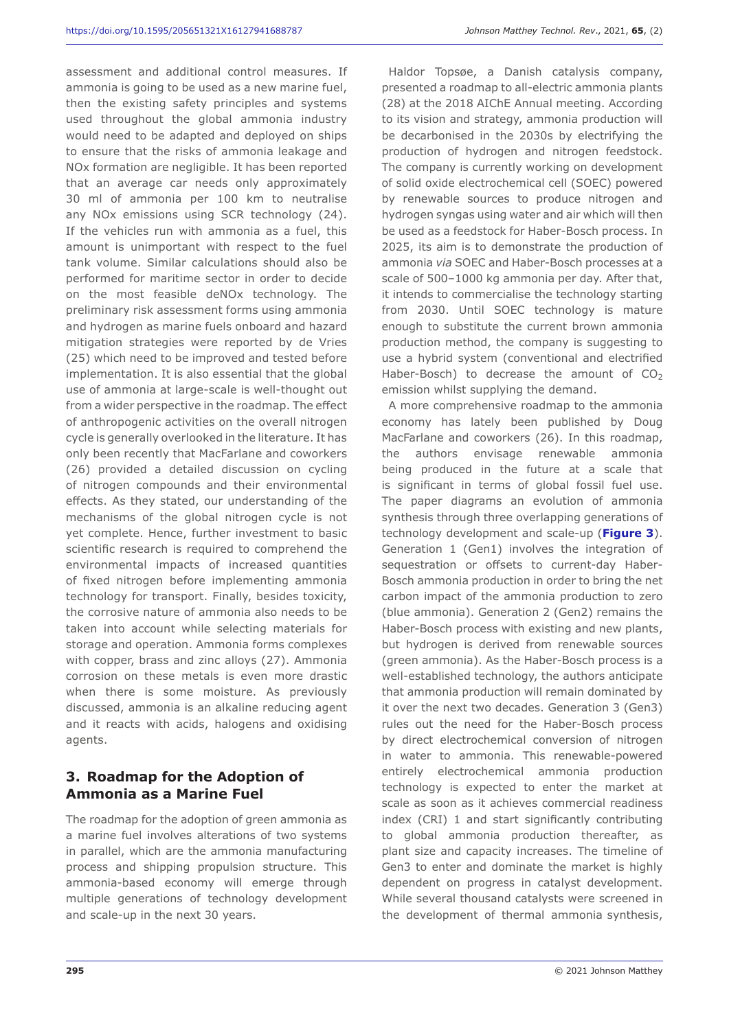assessment and additional control measures. If ammonia is going to be used as a new marine fuel, then the existing safety principles and systems used throughout the global ammonia industry would need to be adapted and deployed on ships to ensure that the risks of ammonia leakage and NOx formation are negligible. It has been reported that an average car needs only approximately 30 ml of ammonia per 100 km to neutralise any NOx emissions using SCR technology (24). If the vehicles run with ammonia as a fuel, this amount is unimportant with respect to the fuel tank volume. Similar calculations should also be performed for maritime sector in order to decide on the most feasible deNOx technology. The preliminary risk assessment forms using ammonia and hydrogen as marine fuels onboard and hazard mitigation strategies were reported by de Vries (25) which need to be improved and tested before implementation. It is also essential that the global use of ammonia at large-scale is well-thought out from a wider perspective in the roadmap. The effect of anthropogenic activities on the overall nitrogen cycle is generally overlooked in the literature. It has only been recently that MacFarlane and coworkers (26) provided a detailed discussion on cycling of nitrogen compounds and their environmental effects. As they stated, our understanding of the mechanisms of the global nitrogen cycle is not yet complete. Hence, further investment to basic scientific research is required to comprehend the environmental impacts of increased quantities of fixed nitrogen before implementing ammonia technology for transport. Finally, besides toxicity, the corrosive nature of ammonia also needs to be taken into account while selecting materials for storage and operation. Ammonia forms complexes with copper, brass and zinc alloys (27). Ammonia corrosion on these metals is even more drastic when there is some moisture. As previously discussed, ammonia is an alkaline reducing agent and it reacts with acids, halogens and oxidising agents.

## 3. Roadmap for the Adoption of Ammonia as a Marine Fuel

The roadmap for the adoption of green ammonia as a marine fuel involves alterations of two systems in parallel, which are the ammonia manufacturing process and shipping propulsion structure. This ammonia-based economy will emerge through multiple generations of technology development and scale-up in the next 30 years.

Haldor Topsøe, a Danish catalysis company, presented a roadmap to all-electric ammonia plants (28) at the 2018 AIChE Annual meeting. According to its vision and strategy, ammonia production will be decarbonised in the 2030s by electrifying the production of hydrogen and nitrogen feedstock. The company is currently working on development of solid oxide electrochemical cell (SOEC) powered by renewable sources to produce nitrogen and hydrogen syngas using water and air which will then be used as a feedstock for Haber-Bosch process. In 2025, its aim is to demonstrate the production of ammonia *via* SOEC and Haber-Bosch processes at a scale of 500–1000 kg ammonia per day. After that, it intends to commercialise the technology starting from 2030. Until SOEC technology is mature enough to substitute the current brown ammonia production method, the company is suggesting to use a hybrid system (conventional and electrified Haber-Bosch) to decrease the amount of $CO_2$ emission whilst supplying the demand.

A more comprehensive roadmap to the ammonia economy has lately been published by Doug MacFarlane and coworkers (26). In this roadmap, the authors envisage renewable ammonia being produced in the future at a scale that is significant in terms of global fossil fuel use. The paper diagrams an evolution of ammonia synthesis through three overlapping generations of technology development and scale-up (**Figure 3**). Generation 1 (Gen1) involves the integration of sequestration or offsets to current-day Haber-Bosch ammonia production in order to bring the net carbon impact of the ammonia production to zero (blue ammonia). Generation 2 (Gen2) remains the Haber-Bosch process with existing and new plants, but hydrogen is derived from renewable sources (green ammonia). As the Haber-Bosch process is a well-established technology, the authors anticipate that ammonia production will remain dominated by it over the next two decades. Generation 3 (Gen3) rules out the need for the Haber-Bosch process by direct electrochemical conversion of nitrogen in water to ammonia. This renewable-powered entirely electrochemical ammonia production technology is expected to enter the market at scale as soon as it achieves commercial readiness index (CRI) 1 and start significantly contributing to global ammonia production thereafter, as plant size and capacity increases. The timeline of Gen3 to enter and dominate the market is highly dependent on progress in catalyst development. While several thousand catalysts were screened in the development of thermal ammonia synthesis,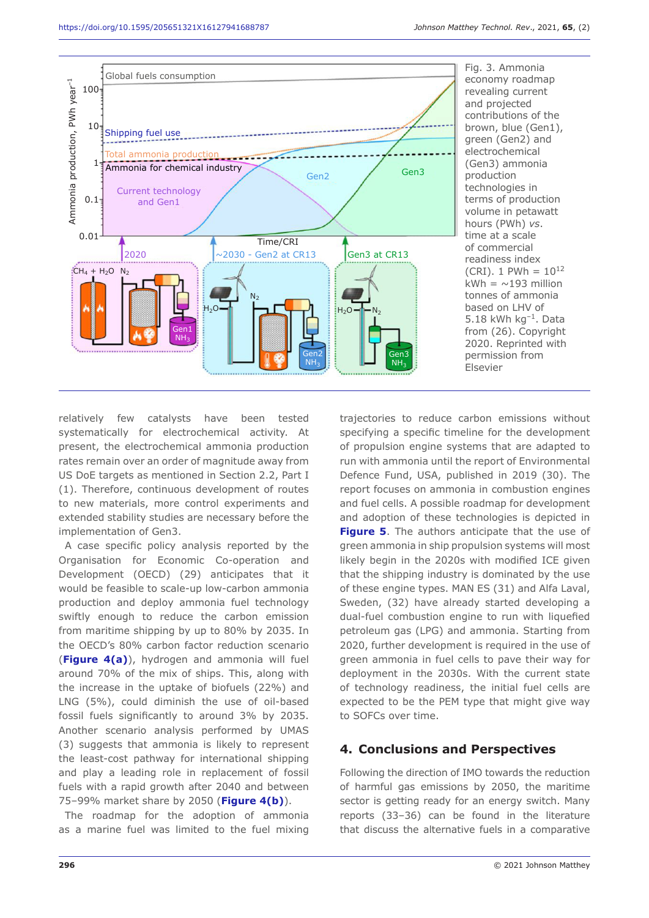Fig. 3. Ammonia economy roadmap revealing current and projected contributions of the brown, blue (Gen1), green (Gen2) and electrochemical (Gen3) ammonia production technologies in terms of production volume in petawatt hours (PWh) *vs.* time at a scale of commercial readiness index (CRI). 1 PWh = $10^{12}$ kWh = ~193 million tonnes of ammonia based on LHV of 5.18 kWh $kg^{-1}$. Data from (26). Copyright 2020. Reprinted with permission from Elsevier

relatively few catalysts have been tested systematically for electrochemical activity. At present, the electrochemical ammonia production rates remain over an order of magnitude away from US DoE targets as mentioned in Section 2.2, Part I (1). Therefore, continuous development of routes to new materials, more control experiments and extended stability studies are necessary before the implementation of Gen3.

A case specific policy analysis reported by the Organisation for Economic Co-operation and Development (OECD) (29) anticipates that it would be feasible to scale-up low-carbon ammonia production and deploy ammonia fuel technology swiftly enough to reduce the carbon emission from maritime shipping by up to 80% by 2035. In the OECD's 80% carbon factor reduction scenario (**Figure 4(a)**), hydrogen and ammonia will fuel around 70% of the mix of ships. This, along with the increase in the uptake of biofuels (22%) and LNG (5%), could diminish the use of oil-based fossil fuels significantly to around 3% by 2035. Another scenario analysis performed by UMAS (3) suggests that ammonia is likely to represent the least-cost pathway for international shipping and play a leading role in replacement of fossil fuels with a rapid growth after 2040 and between 75–99% market share by 2050 (**Figure 4(b)**).

The roadmap for the adoption of ammonia as a marine fuel was limited to the fuel mixing trajectories to reduce carbon emissions without specifying a specific timeline for the development of propulsion engine systems that are adapted to run with ammonia until the report of Environmental Defence Fund, USA, published in 2019 (30). The report focuses on ammonia in combustion engines and fuel cells. A possible roadmap for development and adoption of these technologies is depicted in **Figure 5**. The authors anticipate that the use of green ammonia in ship propulsion systems will most likely begin in the 2020s with modified ICE given that the shipping industry is dominated by the use of these engine types. MAN ES (31) and Alfa Laval, Sweden, (32) have already started developing a dual-fuel combustion engine to run with liquefied petroleum gas (LPG) and ammonia. Starting from 2020, further development is required in the use of green ammonia in fuel cells to pave their way for deployment in the 2030s. With the current state of technology readiness, the initial fuel cells are expected to be the PEM type that might give way to SOFCs over time.

## 4. Conclusions and Perspectives

Following the direction of IMO towards the reduction of harmful gas emissions by 2050, the maritime sector is getting ready for an energy switch. Many reports (33–36) can be found in the literature that discuss the alternative fuels in a comparative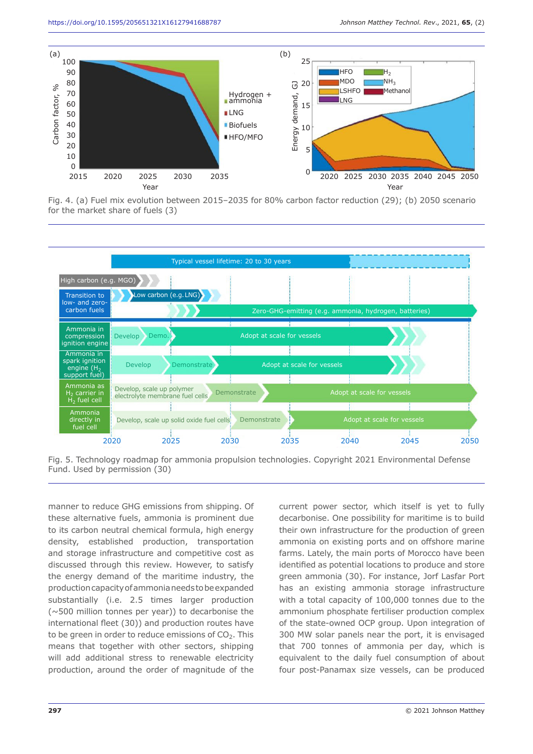Fig. 4. (a) Fuel mix evolution between 2015–2035 for 80% carbon factor reduction (29); (b) 2050 scenario for the market share of fuels (3)

Fig. 5. Technology roadmap for ammonia propulsion technologies. Copyright 2021 Environmental Defense Fund. Used by permission (30)

manner to reduce GHG emissions from shipping. Of these alternative fuels, ammonia is prominent due to its carbon neutral chemical formula, high energy density, established production, transportation and storage infrastructure and competitive cost as discussed through this review. However, to satisfy the energy demand of the maritime industry, the production capacity of ammonia needs to be expanded substantially (i.e. 2.5 times larger production (~500 million tonnes per year)) to decarbonise the international fleet (30)) and production routes have to be green in order to reduce emissions of $CO_2$. This means that together with other sectors, shipping will add additional stress to renewable electricity production, around the order of magnitude of the current power sector, which itself is yet to fully decarbonise. One possibility for maritime is to build their own infrastructure for the production of green ammonia on existing ports and on offshore marine farms. Lately, the main ports of Morocco have been identified as potential locations to produce and store green ammonia (30). For instance, Jorf Lasfar Port has an existing ammonia storage infrastructure with a total capacity of 100,000 tonnes due to the ammonium phosphate fertiliser production complex of the state-owned OCP group. Upon integration of 300 MW solar panels near the port, it is envisaged that 700 tonnes of ammonia per day, which is equivalent to the daily fuel consumption of about four post-Panamax size vessels, can be produced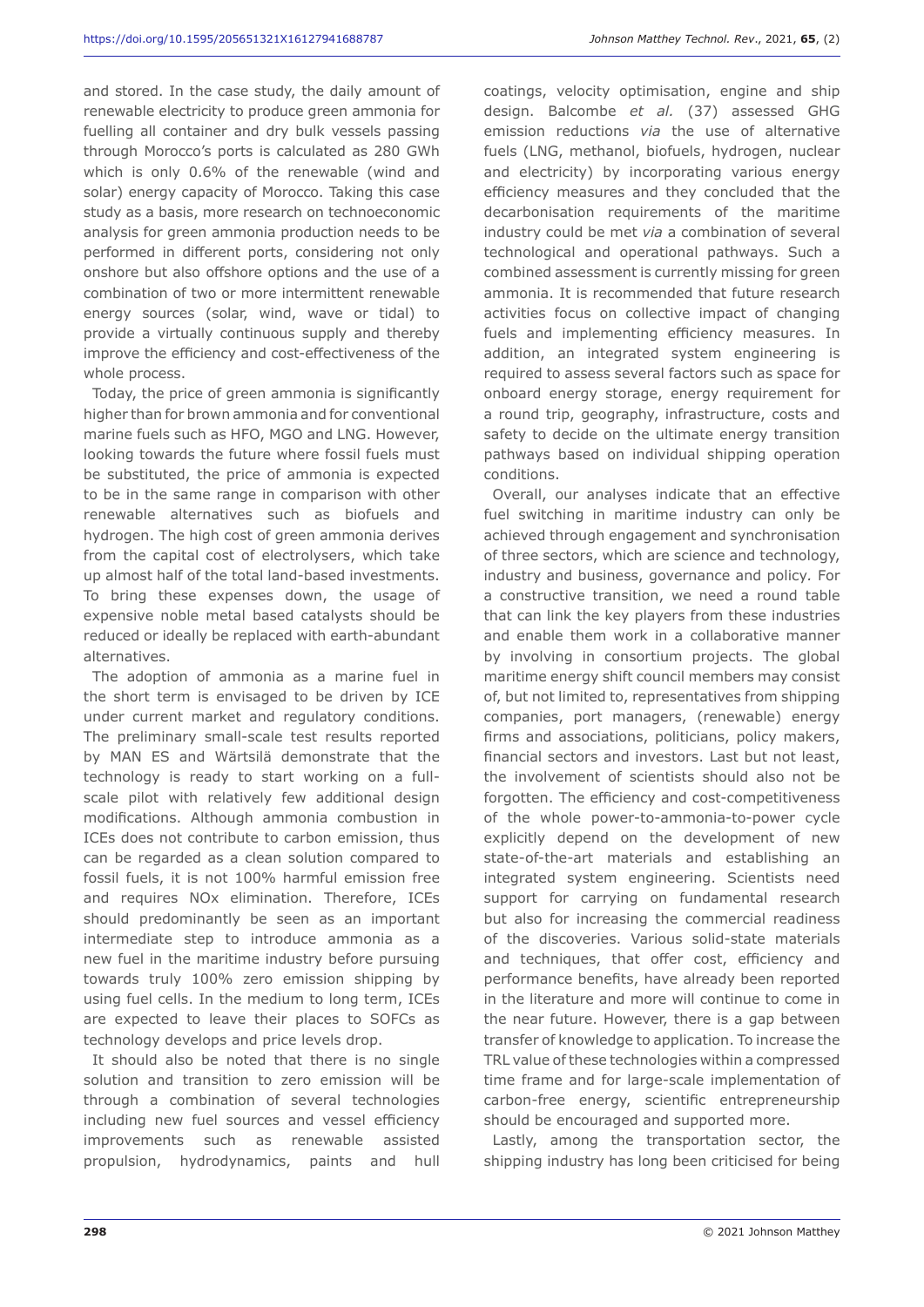and stored. In the case study, the daily amount of renewable electricity to produce green ammonia for fuelling all container and dry bulk vessels passing through Morocco's ports is calculated as 280 GWh which is only 0.6% of the renewable (wind and solar) energy capacity of Morocco. Taking this case study as a basis, more research on technoeconomic analysis for green ammonia production needs to be performed in different ports, considering not only onshore but also offshore options and the use of a combination of two or more intermittent renewable energy sources (solar, wind, wave or tidal) to provide a virtually continuous supply and thereby improve the efficiency and cost-effectiveness of the whole process.

Today, the price of green ammonia is significantly higher than for brown ammonia and for conventional marine fuels such as HFO, MGO and LNG. However, looking towards the future where fossil fuels must be substituted, the price of ammonia is expected to be in the same range in comparison with other renewable alternatives such as biofuels and hydrogen. The high cost of green ammonia derives from the capital cost of electrolysers, which take up almost half of the total land-based investments. To bring these expenses down, the usage of expensive noble metal based catalysts should be reduced or ideally be replaced with earth-abundant alternatives.

The adoption of ammonia as a marine fuel in the short term is envisaged to be driven by ICE under current market and regulatory conditions. The preliminary small-scale test results reported by MAN ES and Wärtsilä demonstrate that the technology is ready to start working on a full-scale pilot with relatively few additional design modifications. Although ammonia combustion in ICEs does not contribute to carbon emission, thus can be regarded as a clean solution compared to fossil fuels, it is not 100% harmful emission free and requires NOx elimination. Therefore, ICEs should predominantly be seen as an important intermediate step to introduce ammonia as a new fuel in the maritime industry before pursuing towards truly 100% zero emission shipping by using fuel cells. In the medium to long term, ICEs are expected to leave their places to SOFCs as technology develops and price levels drop.

It should also be noted that there is no single solution and transition to zero emission will be through a combination of several technologies including new fuel sources and vessel efficiency improvements such as renewable assisted propulsion, hydrodynamics, paints and hull coatings, velocity optimisation, engine and ship design. Balcombe *et al.* (37) assessed GHG emission reductions *via* the use of alternative fuels (LNG, methanol, biofuels, hydrogen, nuclear and electricity) by incorporating various energy efficiency measures and they concluded that the decarbonisation requirements of the maritime industry could be met *via* a combination of several technological and operational pathways. Such a combined assessment is currently missing for green ammonia. It is recommended that future research activities focus on collective impact of changing fuels and implementing efficiency measures. In addition, an integrated system engineering is required to assess several factors such as space for onboard energy storage, energy requirement for a round trip, geography, infrastructure, costs and safety to decide on the ultimate energy transition pathways based on individual shipping operation conditions.

Overall, our analyses indicate that an effective fuel switching in maritime industry can only be achieved through engagement and synchronisation of three sectors, which are science and technology, industry and business, governance and policy. For a constructive transition, we need a round table that can link the key players from these industries and enable them work in a collaborative manner by involving in consortium projects. The global maritime energy shift council members may consist of, but not limited to, representatives from shipping companies, port managers, (renewable) energy firms and associations, politicians, policy makers, financial sectors and investors. Last but not least, the involvement of scientists should also not be forgotten. The efficiency and cost-competitiveness of the whole power-to-ammonia-to-power cycle explicitly depend on the development of new state-of-the-art materials and establishing an integrated system engineering. Scientists need support for carrying on fundamental research but also for increasing the commercial readiness of the discoveries. Various solid-state materials and techniques, that offer cost, efficiency and performance benefits, have already been reported in the literature and more will continue to come in the near future. However, there is a gap between transfer of knowledge to application. To increase the TRL value of these technologies within a compressed time frame and for large-scale implementation of carbon-free energy, scientific entrepreneurship should be encouraged and supported more.

Lastly, among the transportation sector, the shipping industry has long been criticised for being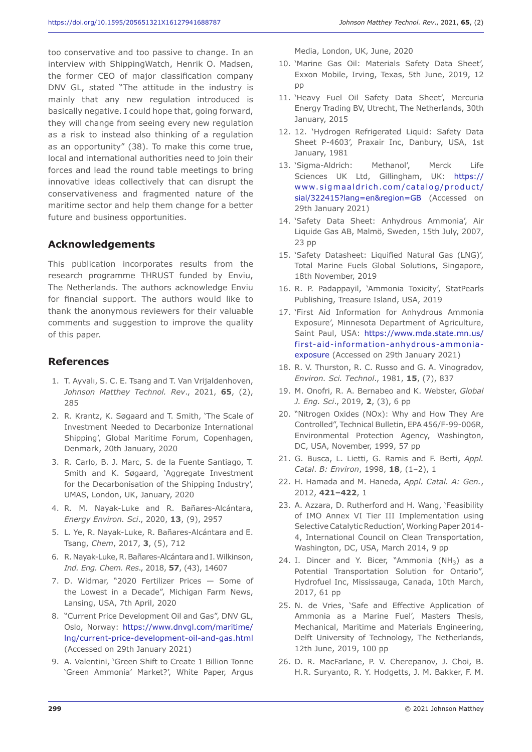too conservative and too passive to change. In an interview with ShippingWatch, Henrik O. Madsen, the former CEO of major classification company DNV GL, stated "The attitude in the industry is mainly that any new regulation introduced is basically negative. I could hope that, going forward, they will change from seeing every new regulation as a risk to instead also thinking of a regulation as an opportunity" (38). To make this come true, local and international authorities need to join their forces and lead the round table meetings to bring innovative ideas collectively that can disrupt the conservativeness and fragmented nature of the maritime sector and help them change for a better future and business opportunities.

## Acknowledgements

This publication incorporates results from the research programme THRUST funded by Enviu, The Netherlands. The authors acknowledge Enviu for financial support. The authors would like to thank the anonymous reviewers for their valuable comments and suggestion to improve the quality of this paper.

## References

1. T. Ayvalı, S. C. E. Tsang and T. Van Vrijaldenhoven, *Johnson Matthey Technol. Rev.*, 2021, **65**, (2), 285
2. R. Krantz, K. Søgaard and T. Smith, 'The Scale of Investment Needed to Decarbonize International Shipping', Global Maritime Forum, Copenhagen, Denmark, 20th January, 2020
3. R. Carlo, B. J. Marc, S. de la Fuente Santiago, T. Smith and K. Søgaard, 'Aggregate Investment for the Decarbonisation of the Shipping Industry', UMAS, London, UK, January, 2020
4. R. M. Nayak-Luke and R. Bañares-Alcántara, *Energy Environ. Sci.*, 2020, **13**, (9), 2957
5. L. Ye, R. Nayak-Luke, R. Bañares-Alcántara and E. Tsang, *Chem*, 2017, **3**, (5), 712
6. R. Nayak-Luke, R. Bañares-Alcántara and I. Wilkinson, *Ind. Eng. Chem. Res.*, 2018, **57**, (43), 14607
7. D. Widmar, "2020 Fertilizer Prices — Some of the Lowest in a Decade", Michigan Farm News, Lansing, USA, 7th April, 2020
8. "Current Price Development Oil and Gas", DNV GL, Oslo, Norway: https://www.dnvgl.com/maritime/lng/current-price-development-oil-and-gas.html (Accessed on 29th January 2021)
9. A. Valentini, 'Green Shift to Create 1 Billion Tonne 'Green Ammonia' Market?', White Paper, Argus Media, London, UK, June, 2020
10. 'Marine Gas Oil: Materials Safety Data Sheet', Exxon Mobile, Irving, Texas, 5th June, 2019, 12 pp
11. 'Heavy Fuel Oil Safety Data Sheet', Mercuria Energy Trading BV, Utrecht, The Netherlands, 30th January, 2015
12. 12. 'Hydrogen Refrigerated Liquid: Safety Data Sheet P-4603', Praxair Inc, Danbury, USA, 1st January, 1981
13. 'Sigma-Aldrich: Methanol', Merck Life Sciences UK Ltd, Gillingham, UK: https://www.sigmaaldrich.com/catalog/product/sial/322415?lang=en&region=GB (Accessed on 29th January 2021)
14. 'Safety Data Sheet: Anhydrous Ammonia', Air Liquide Gas AB, Malmö, Sweden, 15th July, 2007, 23 pp
15. 'Safety Datasheet: Liquified Natural Gas (LNG)', Total Marine Fuels Global Solutions, Singapore, 18th November, 2019
16. R. P. Padappayil, 'Ammonia Toxicity', StatPearls Publishing, Treasure Island, USA, 2019
17. 'First Aid Information for Anhydrous Ammonia Exposure', Minnesota Department of Agriculture, Saint Paul, USA: https://www.mda.state.mn.us/first-aid-information-anhydrous-ammonia-exposure (Accessed on 29th January 2021)
18. R. V. Thurston, R. C. Russo and G. A. Vinogradov, *Environ. Sci. Technol.*, 1981, **15**, (7), 837
19. M. Onofri, R. A. Bernabeo and K. Webster, *Global J. Eng. Sci.*, 2019, **2**, (3), 6 pp
20. "Nitrogen Oxides (NOx): Why and How They Are Controlled", Technical Bulletin, EPA 456/F-99-006R, Environmental Protection Agency, Washington, DC, USA, November, 1999, 57 pp
21. G. Busca, L. Lietti, G. Ramis and F. Berti, *Appl. Catal. B: Environ*, 1998, **18**, (1–2), 1
22. H. Hamada and M. Haneda, *Appl. Catal. A: Gen.*, 2012, **421–422**, 1
23. A. Azzara, D. Rutherford and H. Wang, 'Feasibility of IMO Annex VI Tier III Implementation using Selective Catalytic Reduction', Working Paper 2014-4, International Council on Clean Transportation, Washington, DC, USA, March 2014, 9 pp
24. I. Dincer and Y. Bicer, "Ammonia ($NH_3$) as a Potential Transportation Solution for Ontario", Hydrofuel Inc, Mississauga, Canada, 10th March, 2017, 61 pp
25. N. de Vries, 'Safe and Effective Application of Ammonia as a Marine Fuel', Masters Thesis, Mechanical, Maritime and Materials Engineering, Delft University of Technology, The Netherlands, 12th June, 2019, 100 pp
26. D. R. MacFarlane, P. V. Cherepanov, J. Choi, B. H.R. Suryanto, R. Y. Hodgetts, J. M. Bakker, F. M.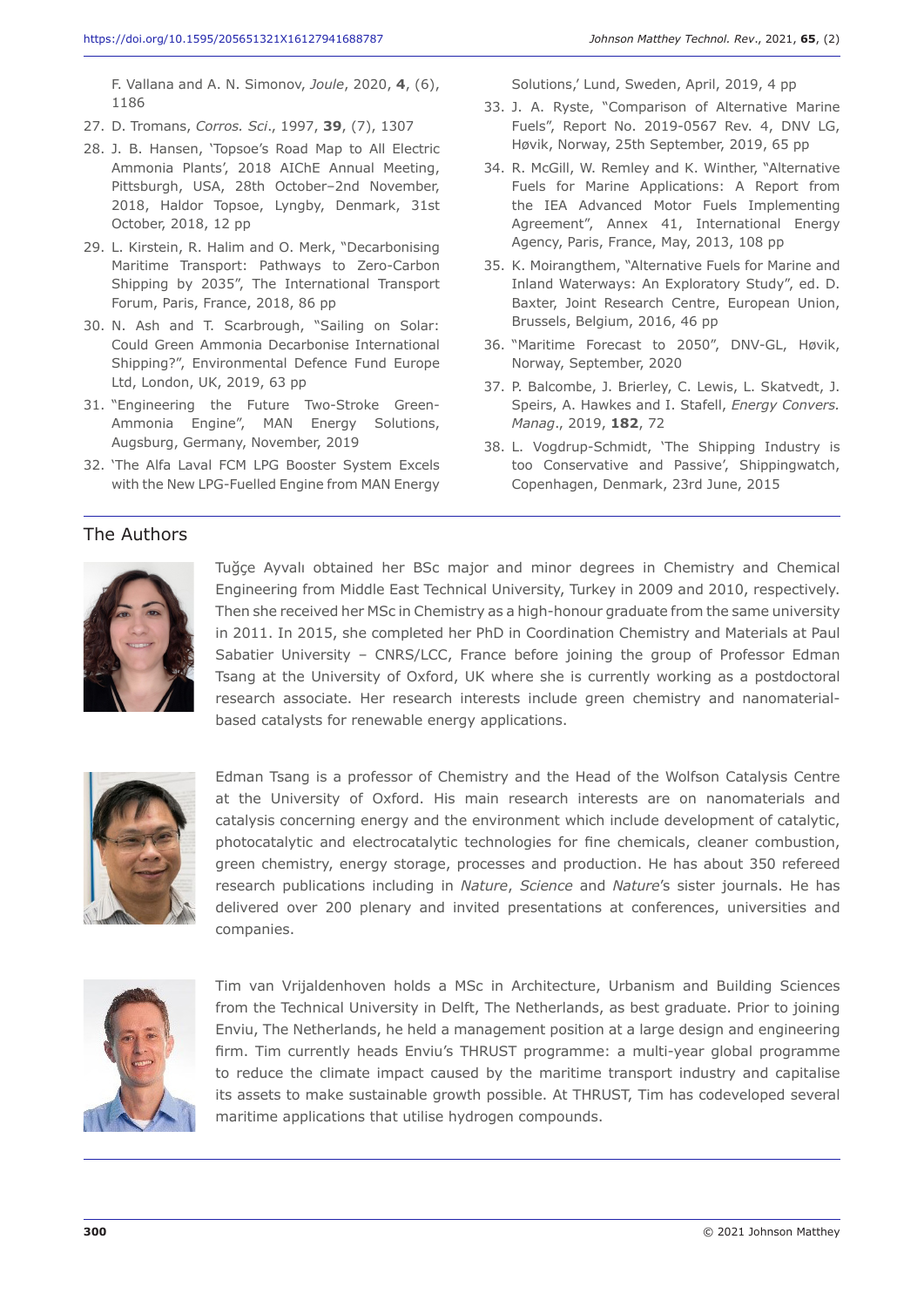F. Vallana and A. N. Simonov, *Joule*, 2020, **4**, (6), 1186

27. D. Tromans, *Corros. Sci*., 1997, **39**, (7), 1307
28. J. B. Hansen, 'Topsoe's Road Map to All Electric Ammonia Plants', 2018 AIChE Annual Meeting, Pittsburgh, USA, 28th October–2nd November, 2018, Haldor Topsoe, Lyngby, Denmark, 31st October, 2018, 12 pp
29. L. Kirstein, R. Halim and O. Merk, "Decarbonising Maritime Transport: Pathways to Zero-Carbon Shipping by 2035", The International Transport Forum, Paris, France, 2018, 86 pp
30. N. Ash and T. Scarbrough, "Sailing on Solar: Could Green Ammonia Decarbonise International Shipping?", Environmental Defence Fund Europe Ltd, London, UK, 2019, 63 pp
31. "Engineering the Future Two-Stroke Green-Ammonia Engine", MAN Energy Solutions, Augsburg, Germany, November, 2019
32. 'The Alfa Laval FCM LPG Booster System Excels with the New LPG-Fuelled Engine from MAN Energy Solutions,' Lund, Sweden, April, 2019, 4 pp
33. J. A. Ryste, "Comparison of Alternative Marine Fuels", Report No. 2019-0567 Rev. 4, DNV LG, Høvik, Norway, 25th September, 2019, 65 pp
34. R. McGill, W. Remley and K. Winther, "Alternative Fuels for Marine Applications: A Report from the IEA Advanced Motor Fuels Implementing Agreement", Annex 41, International Energy Agency, Paris, France, May, 2013, 108 pp
35. K. Moirangthem, "Alternative Fuels for Marine and Inland Waterways: An Exploratory Study", ed. D. Baxter, Joint Research Centre, European Union, Brussels, Belgium, 2016, 46 pp
36. "Maritime Forecast to 2050", DNV-GL, Høvik, Norway, September, 2020
37. P. Balcombe, J. Brierley, C. Lewis, L. Skatvedt, J. Speirs, A. Hawkes and I. Stafell, *Energy Convers. Manag*., 2019, **182**, 72
38. L. Vogdrup-Schmidt, 'The Shipping Industry is too Conservative and Passive', Shippingwatch, Copenhagen, Denmark, 23rd June, 2015

## The Authors

Tuğçe Ayvalı obtained her BSc major and minor degrees in Chemistry and Chemical Engineering from Middle East Technical University, Turkey in 2009 and 2010, respectively. Then she received her MSc in Chemistry as a high-honour graduate from the same university in 2011. In 2015, she completed her PhD in Coordination Chemistry and Materials at Paul Sabatier University – CNRS/LCC, France before joining the group of Professor Edman Tsang at the University of Oxford, UK where she is currently working as a postdoctoral research associate. Her research interests include green chemistry and nanomaterial-based catalysts for renewable energy applications.

Edman Tsang is a professor of Chemistry and the Head of the Wolfson Catalysis Centre at the University of Oxford. His main research interests are on nanomaterials and catalysis concerning energy and the environment which include development of catalytic, photocatalytic and electrocatalytic technologies for fine chemicals, cleaner combustion, green chemistry, energy storage, processes and production. He has about 350 refereed research publications including in *Nature*, *Science* and *Nature*'s sister journals. He has delivered over 200 plenary and invited presentations at conferences, universities and companies.

Tim van Vrijaldenhoven holds a MSc in Architecture, Urbanism and Building Sciences from the Technical University in Delft, The Netherlands, as best graduate. Prior to joining Enviu, The Netherlands, he held a management position at a large design and engineering firm. Tim currently heads Enviu's THRUST programme: a multi-year global programme to reduce the climate impact caused by the maritime transport industry and capitalise its assets to make sustainable growth possible. At THRUST, Tim has codeveloped several maritime applications that utilise hydrogen compounds.